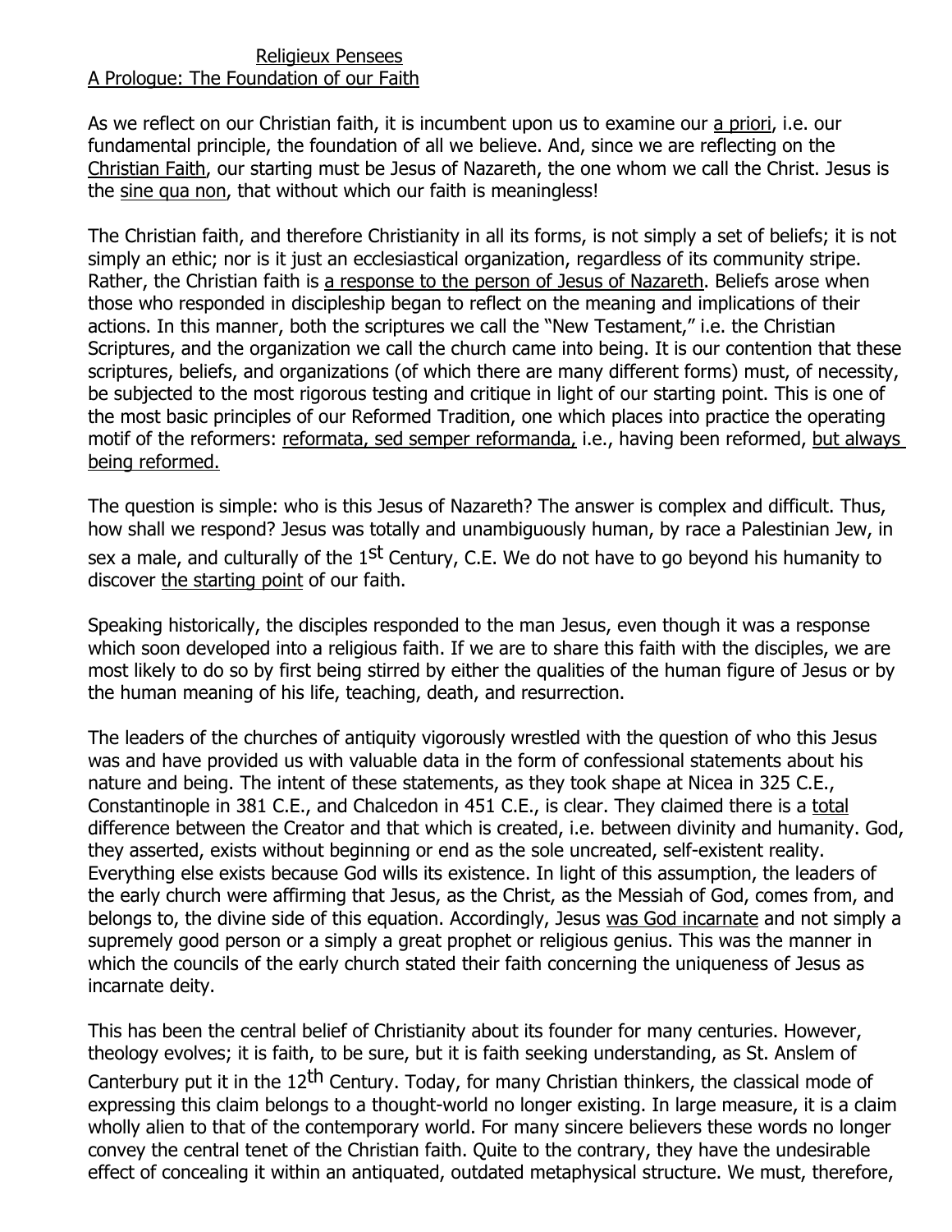Religieux Pensees

A Prologue: The Foundation of our Faith

As we reflect on our Christian faith, it is incumbent upon us to examine our a priori, i.e. our fundamental principle, the foundation of all we believe. And, since we are reflecting on the Christian Faith, our starting must be Jesus of Nazareth, the one whom we call the Christ. Jesus is the sine qua non, that without which our faith is meaningless!

The Christian faith, and therefore Christianity in all its forms, is not simply a set of beliefs; it is not simply an ethic; nor is it just an ecclesiastical organization, regardless of its community stripe. Rather, the Christian faith is a response to the person of Jesus of Nazareth. Beliefs arose when those who responded in discipleship began to reflect on the meaning and implications of their actions. In this manner, both the scriptures we call the "New Testament," i.e. the Christian Scriptures, and the organization we call the church came into being. It is our contention that these scriptures, beliefs, and organizations (of which there are many different forms) must, of necessity, be subjected to the most rigorous testing and critique in light of our starting point. This is one of the most basic principles of our Reformed Tradition, one which places into practice the operating motif of the reformers: reformata, sed semper reformanda, i.e., having been reformed, but always being reformed.

The question is simple: who is this Jesus of Nazareth? The answer is complex and difficult. Thus, how shall we respond? Jesus was totally and unambiguously human, by race a Palestinian Jew, in sex a male, and culturally of the 1st Century, C.E. We do not have to go beyond his humanity to discover the starting point of our faith.

Speaking historically, the disciples responded to the man Jesus, even though it was a response which soon developed into a religious faith. If we are to share this faith with the disciples, we are most likely to do so by first being stirred by either the qualities of the human figure of Jesus or by the human meaning of his life, teaching, death, and resurrection.

The leaders of the churches of antiquity vigorously wrestled with the question of who this Jesus was and have provided us with valuable data in the form of confessional statements about his nature and being. The intent of these statements, as they took shape at Nicea in 325 C.E., Constantinople in 381 C.E., and Chalcedon in 451 C.E., is clear. They claimed there is a total difference between the Creator and that which is created, i.e. between divinity and humanity. God, they asserted, exists without beginning or end as the sole uncreated, self-existent reality. Everything else exists because God wills its existence. In light of this assumption, the leaders of the early church were affirming that Jesus, as the Christ, as the Messiah of God, comes from, and belongs to, the divine side of this equation. Accordingly, Jesus was God incarnate and not simply a supremely good person or a simply a great prophet or religious genius. This was the manner in which the councils of the early church stated their faith concerning the uniqueness of Jesus as incarnate deity.

This has been the central belief of Christianity about its founder for many centuries. However, theology evolves; it is faith, to be sure, but it is faith seeking understanding, as St. Anslem of Canterbury put it in the 12th Century. Today, for many Christian thinkers, the classical mode of expressing this claim belongs to a thought-world no longer existing. In large measure, it is a claim wholly alien to that of the contemporary world. For many sincere believers these words no longer convey the central tenet of the Christian faith. Quite to the contrary, they have the undesirable effect of concealing it within an antiquated, outdated metaphysical structure. We must, therefore,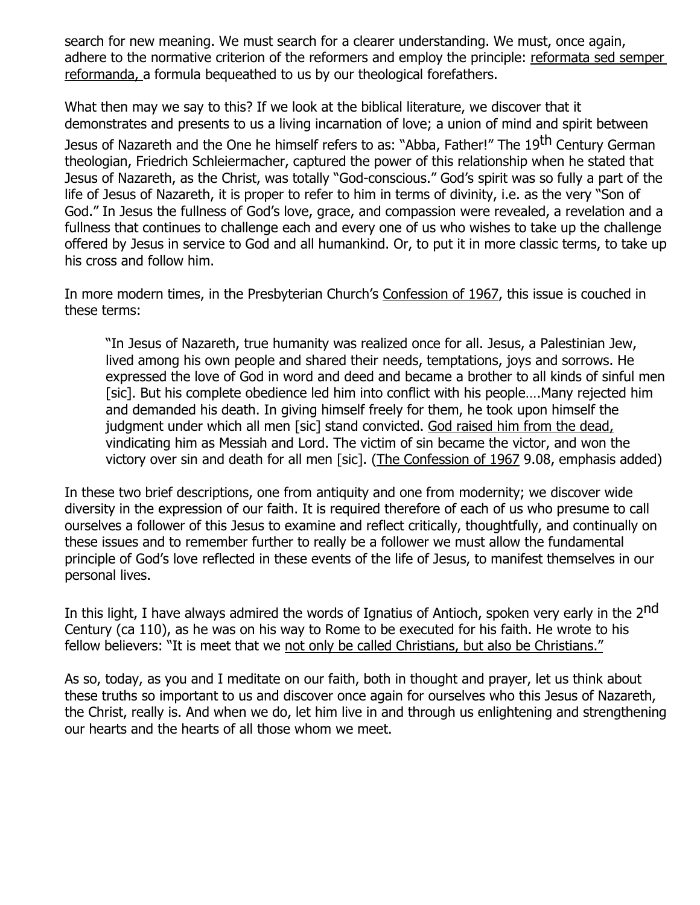search for new meaning. We must search for a clearer understanding. We must, once again, adhere to the normative criterion of the reformers and employ the principle: reformata sed semper reformanda, a formula bequeathed to us by our theological forefathers.

What then may we say to this? If we look at the biblical literature, we discover that it demonstrates and presents to us a living incarnation of love; a union of mind and spirit between Jesus of Nazareth and the One he himself refers to as: "Abba, Father!" The 19th Century German theologian, Friedrich Schleiermacher, captured the power of this relationship when he stated that Jesus of Nazareth, as the Christ, was totally "God-conscious." God's spirit was so fully a part of the life of Jesus of Nazareth, it is proper to refer to him in terms of divinity, i.e. as the very "Son of God." In Jesus the fullness of God's love, grace, and compassion were revealed, a revelation and a fullness that continues to challenge each and every one of us who wishes to take up the challenge offered by Jesus in service to God and all humankind. Or, to put it in more classic terms, to take up his cross and follow him.

In more modern times, in the Presbyterian Church's Confession of 1967, this issue is couched in these terms:

> "In Jesus of Nazareth, true humanity was realized once for all. Jesus, a Palestinian Jew, lived among his own people and shared their needs, temptations, joys and sorrows. He expressed the love of God in word and deed and became a brother to all kinds of sinful men [sic]. But his complete obedience led him into conflict with his people….Many rejected him and demanded his death. In giving himself freely for them, he took upon himself the judgment under which all men [sic] stand convicted. God raised him from the dead, vindicating him as Messiah and Lord. The victim of sin became the victor, and won the victory over sin and death for all men [sic]. (The Confession of 1967 9.08, emphasis added)

In these two brief descriptions, one from antiquity and one from modernity; we discover wide diversity in the expression of our faith. It is required therefore of each of us who presume to call ourselves a follower of this Jesus to examine and reflect critically, thoughtfully, and continually on these issues and to remember further to really be a follower we must allow the fundamental principle of God's love reflected in these events of the life of Jesus, to manifest themselves in our personal lives.

In this light, I have always admired the words of Ignatius of Antioch, spoken very early in the 2nd Century (ca 110), as he was on his way to Rome to be executed for his faith. He wrote to his fellow believers: "It is meet that we not only be called Christians, but also be Christians."

As so, today, as you and I meditate on our faith, both in thought and prayer, let us think about these truths so important to us and discover once again for ourselves who this Jesus of Nazareth, the Christ, really is. And when we do, let him live in and through us enlightening and strengthening our hearts and the hearts of all those whom we meet.